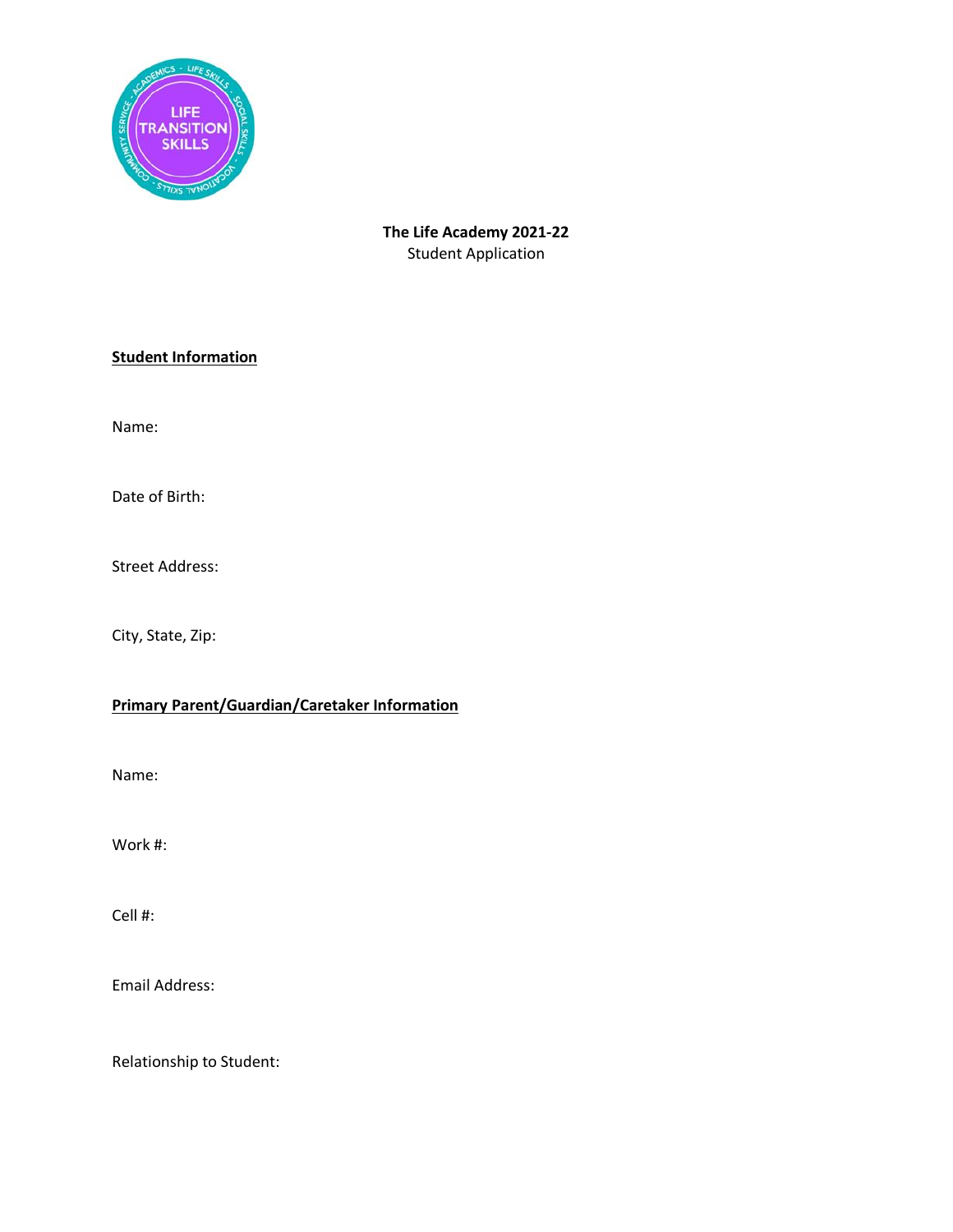**The Life Academy 2021-22**
Student Application

**Student Information**

Name:

Date of Birth:

Street Address:

City, State, Zip:

**Primary Parent/Guardian/Caretaker Information**

Name:

Work #:

Cell #:

Email Address:

Relationship to Student: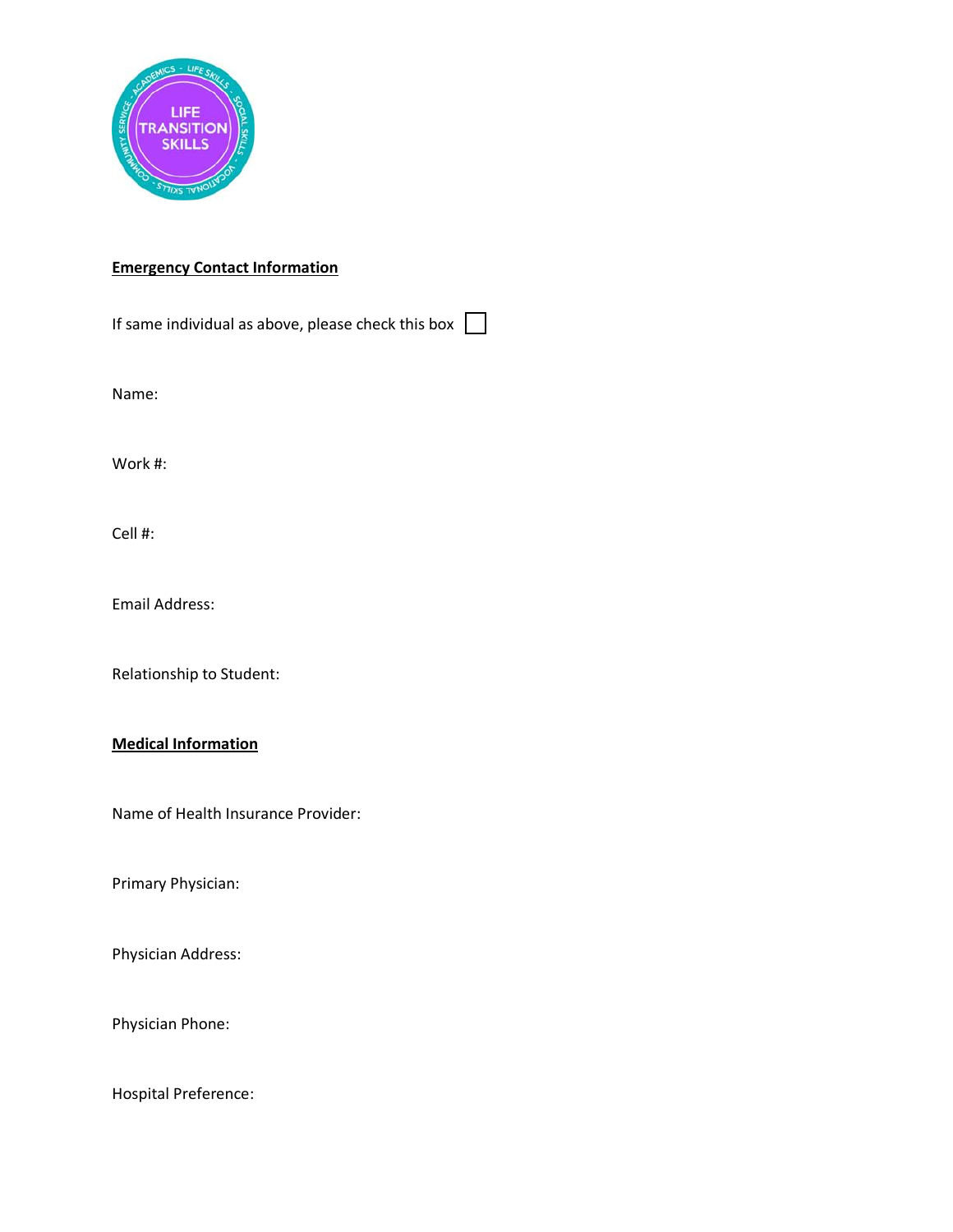## Emergency Contact Information

If same individual as above, please check this box ☐

Name:

Work #:

Cell #:

Email Address:

Relationship to Student:

## Medical Information

Name of Health Insurance Provider:

Primary Physician:

Physician Address:

Physician Phone:

Hospital Preference: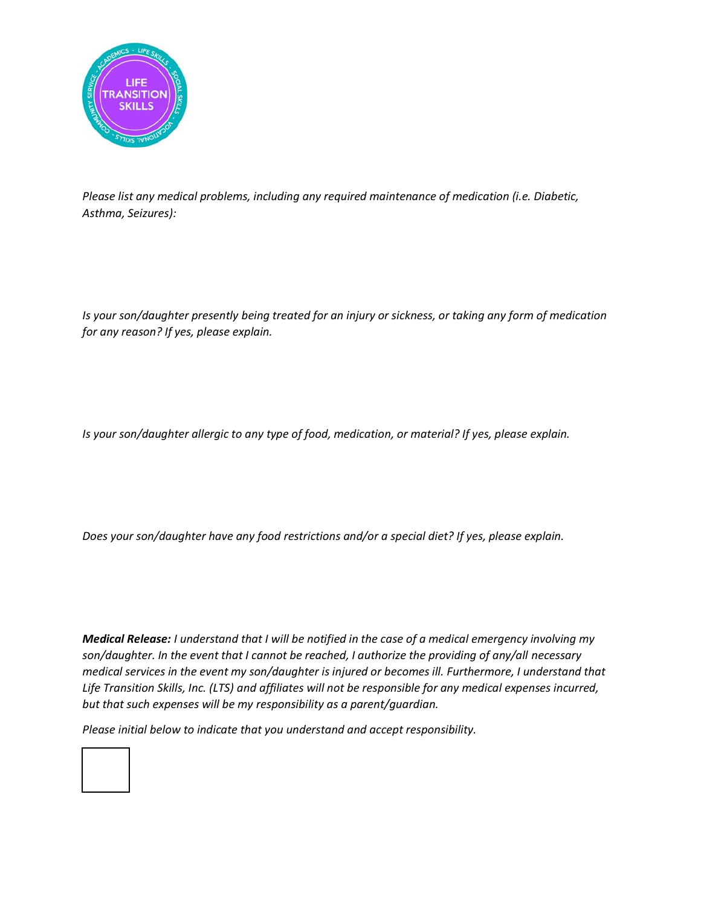*Please list any medical problems, including any required maintenance of medication (i.e. Diabetic, Asthma, Seizures):*

*Is your son/daughter presently being treated for an injury or sickness, or taking any form of medication for any reason? If yes, please explain.*

*Is your son/daughter allergic to any type of food, medication, or material? If yes, please explain.*

*Does your son/daughter have any food restrictions and/or a special diet? If yes, please explain.*

***Medical Release:*** *I understand that I will be notified in the case of a medical emergency involving my son/daughter. In the event that I cannot be reached, I authorize the providing of any/all necessary medical services in the event my son/daughter is injured or becomes ill. Furthermore, I understand that Life Transition Skills, Inc. (LTS) and affiliates will not be responsible for any medical expenses incurred, but that such expenses will be my responsibility as a parent/guardian.*

*Please initial below to indicate that you understand and accept responsibility.*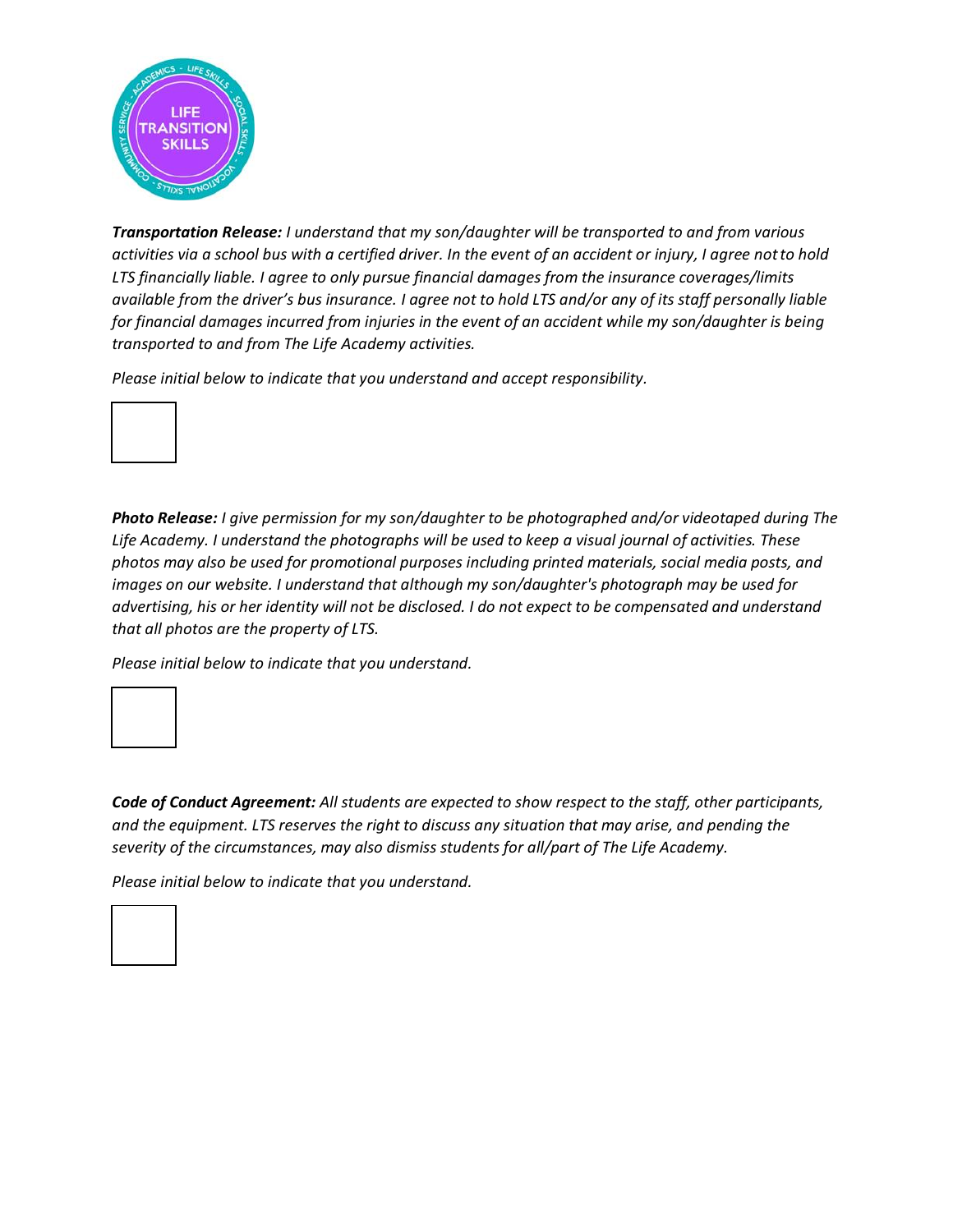***Transportation Release:*** *I understand that my son/daughter will be transported to and from various activities via a school bus with a certified driver. In the event of an accident or injury, I agree not to hold LTS financially liable. I agree to only pursue financial damages from the insurance coverages/limits available from the driver's bus insurance. I agree not to hold LTS and/or any of its staff personally liable for financial damages incurred from injuries in the event of an accident while my son/daughter is being transported to and from The Life Academy activities.*

*Please initial below to indicate that you understand and accept responsibility.*

☐

***Photo Release:*** *I give permission for my son/daughter to be photographed and/or videotaped during The Life Academy. I understand the photographs will be used to keep a visual journal of activities. These photos may also be used for promotional purposes including printed materials, social media posts, and images on our website. I understand that although my son/daughter's photograph may be used for advertising, his or her identity will not be disclosed. I do not expect to be compensated and understand that all photos are the property of LTS.*

*Please initial below to indicate that you understand.*

☐

***Code of Conduct Agreement:*** *All students are expected to show respect to the staff, other participants, and the equipment. LTS reserves the right to discuss any situation that may arise, and pending the severity of the circumstances, may also dismiss students for all/part of The Life Academy.*

*Please initial below to indicate that you understand.*

☐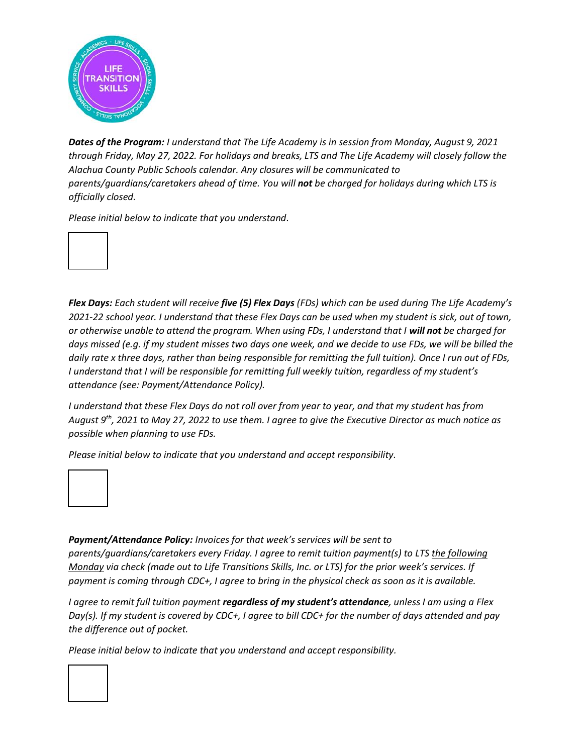***Dates of the Program:*** *I understand that The Life Academy is in session from Monday, August 9, 2021 through Friday, May 27, 2022. For holidays and breaks, LTS and The Life Academy will closely follow the Alachua County Public Schools calendar. Any closures will be communicated to parents/guardians/caretakers ahead of time. You will* ***not*** *be charged for holidays during which LTS is officially closed.*

*Please initial below to indicate that you understand.*

***Flex Days:*** *Each student will receive* ***five (5) Flex Days*** *(FDs) which can be used during The Life Academy's 2021-22 school year. I understand that these Flex Days can be used when my student is sick, out of town, or otherwise unable to attend the program. When using FDs, I understand that I* ***will not*** *be charged for days missed (e.g. if my student misses two days one week, and we decide to use FDs, we will be billed the daily rate x three days, rather than being responsible for remitting the full tuition). Once I run out of FDs, I understand that I will be responsible for remitting full weekly tuition, regardless of my student's attendance (see: Payment/Attendance Policy).*

*I understand that these Flex Days do not roll over from year to year, and that my student has from August 9th, 2021 to May 27, 2022 to use them. I agree to give the Executive Director as much notice as possible when planning to use FDs.*

*Please initial below to indicate that you understand and accept responsibility.*

***Payment/Attendance Policy:*** *Invoices for that week's services will be sent to parents/guardians/caretakers every Friday. I agree to remit tuition payment(s) to LTS the following Monday via check (made out to Life Transitions Skills, Inc. or LTS) for the prior week's services. If payment is coming through CDC+, I agree to bring in the physical check as soon as it is available.*

*I agree to remit full tuition payment* ***regardless of my student's attendance****, unless I am using a Flex Day(s). If my student is covered by CDC+, I agree to bill CDC+ for the number of days attended and pay the difference out of pocket.*

*Please initial below to indicate that you understand and accept responsibility.*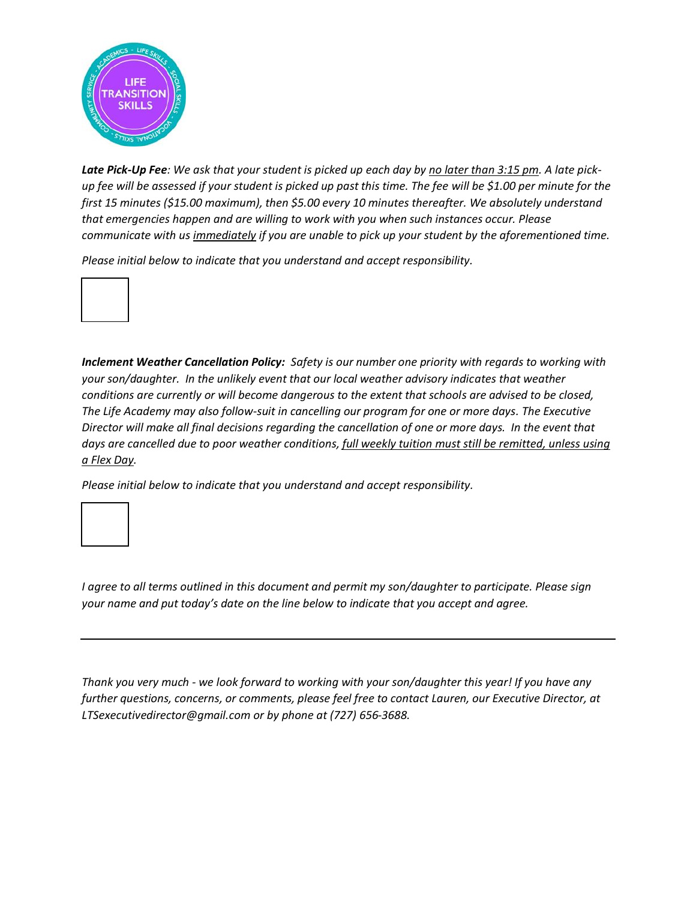***Late Pick-Up Fee**: We ask that your student is picked up each day by no later than 3:15 pm. A late pick-up fee will be assessed if your student is picked up past this time. The fee will be $1.00 per minute for the first 15 minutes ($15.00 maximum), then $5.00 every 10 minutes thereafter. We absolutely understand that emergencies happen and are willing to work with you when such instances occur. Please communicate with us immediately if you are unable to pick up your student by the aforementioned time.*

*Please initial below to indicate that you understand and accept responsibility.*

***Inclement Weather Cancellation Policy:** Safety is our number one priority with regards to working with your son/daughter. In the unlikely event that our local weather advisory indicates that weather conditions are currently or will become dangerous to the extent that schools are advised to be closed, The Life Academy may also follow-suit in cancelling our program for one or more days. The Executive Director will make all final decisions regarding the cancellation of one or more days. In the event that days are cancelled due to poor weather conditions, full weekly tuition must still be remitted, unless using a Flex Day.*

*Please initial below to indicate that you understand and accept responsibility.*

*I agree to all terms outlined in this document and permit my son/daughter to participate. Please sign your name and put today's date on the line below to indicate that you accept and agree.*

---

*Thank you very much - we look forward to working with your son/daughter this year! If you have any further questions, concerns, or comments, please feel free to contact Lauren, our Executive Director, at LTSexecutivedirector@gmail.com or by phone at (727) 656-3688.*